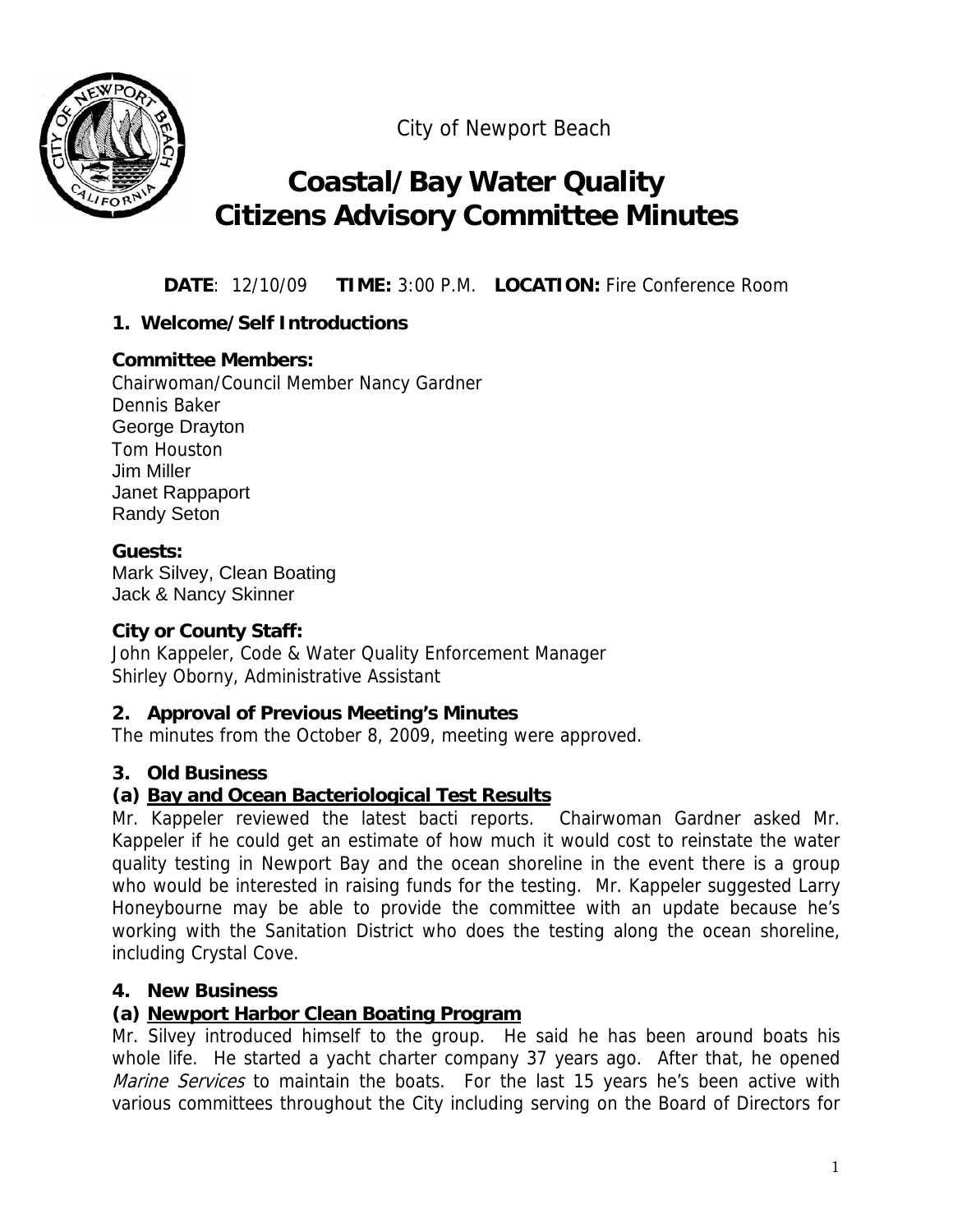City of Newport Beach

# Coastal/Bay Water Quality Citizens Advisory Committee Minutes

**DATE**: 12/10/09 **TIME:** 3:00 P.M. **LOCATION:** Fire Conference Room

### 1. Welcome/Self Introductions

**Committee Members:**
Chairwoman/Council Member Nancy Gardner
Dennis Baker
George Drayton
Tom Houston
Jim Miller
Janet Rappaport
Randy Seton

**Guests:**
Mark Silvey, Clean Boating
Jack & Nancy Skinner

**City or County Staff:**
John Kappeler, Code & Water Quality Enforcement Manager
Shirley Oborny, Administrative Assistant

### 2. Approval of Previous Meeting's Minutes

The minutes from the October 8, 2009, meeting were approved.

### 3. Old Business

#### (a) Bay and Ocean Bacteriological Test Results

Mr. Kappeler reviewed the latest bacti reports. Chairwoman Gardner asked Mr. Kappeler if he could get an estimate of how much it would cost to reinstate the water quality testing in Newport Bay and the ocean shoreline in the event there is a group who would be interested in raising funds for the testing. Mr. Kappeler suggested Larry Honeybourne may be able to provide the committee with an update because he's working with the Sanitation District who does the testing along the ocean shoreline, including Crystal Cove.

### 4. New Business

#### (a) Newport Harbor Clean Boating Program

Mr. Silvey introduced himself to the group. He said he has been around boats his whole life. He started a yacht charter company 37 years ago. After that, he opened *Marine Services* to maintain the boats. For the last 15 years he's been active with various committees throughout the City including serving on the Board of Directors for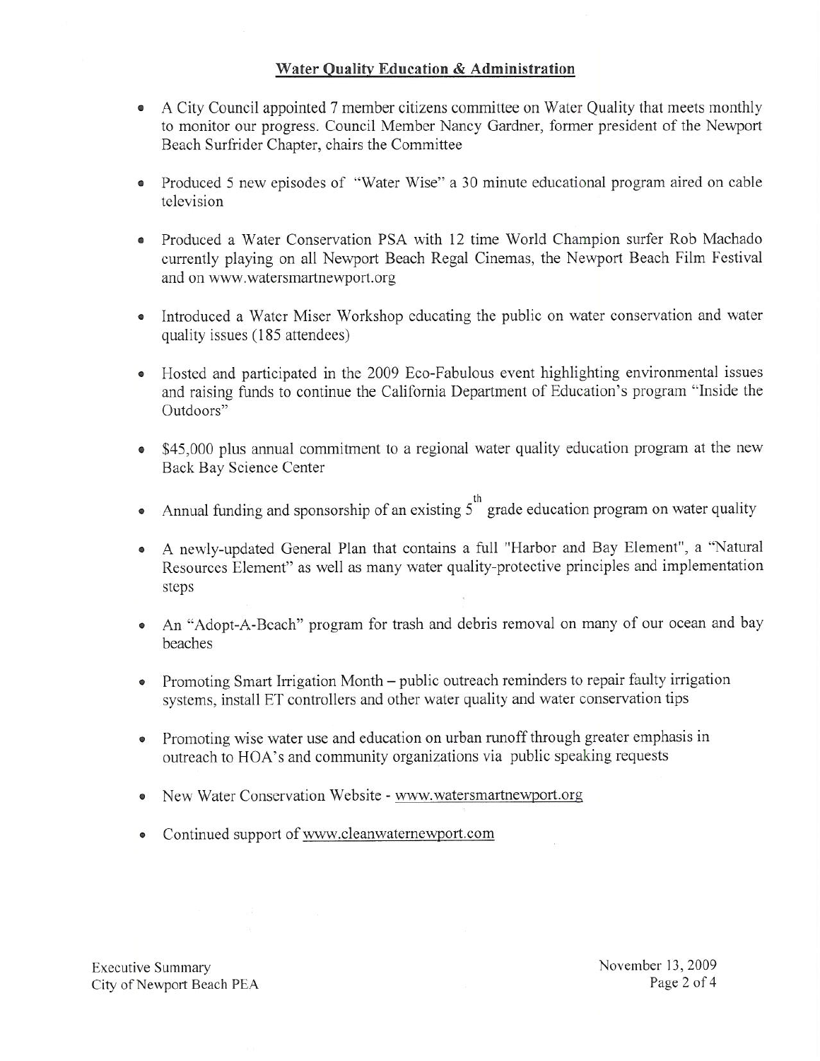## Water Quality Education & Administration

- A City Council appointed 7 member citizens committee on Water Quality that meets monthly to monitor our progress. Council Member Nancy Gardner, former president of the Newport Beach Surfrider Chapter, chairs the Committee

- Produced 5 new episodes of "Water Wise" a 30 minute educational program aired on cable television

- Produced a Water Conservation PSA with 12 time World Champion surfer Rob Machado currently playing on all Newport Beach Regal Cinemas, the Newport Beach Film Festival and on www.watersmartnewport.org

- Introduced a Water Miser Workshop educating the public on water conservation and water quality issues (185 attendees)

- Hosted and participated in the 2009 Eco-Fabulous event highlighting environmental issues and raising funds to continue the California Department of Education's program "Inside the Outdoors"

- $45,000 plus annual commitment to a regional water quality education program at the new Back Bay Science Center

- Annual funding and sponsorship of an existing 5th grade education program on water quality

- A newly-updated General Plan that contains a full "Harbor and Bay Element", a "Natural Resources Element" as well as many water quality-protective principles and implementation steps

- An "Adopt-A-Beach" program for trash and debris removal on many of our ocean and bay beaches

- Promoting Smart Irrigation Month – public outreach reminders to repair faulty irrigation systems, install ET controllers and other water quality and water conservation tips

- Promoting wise water use and education on urban runoff through greater emphasis in outreach to HOA's and community organizations via public speaking requests

- New Water Conservation Website - www.watersmartnewport.org

- Continued support of www.cleanwaternewport.com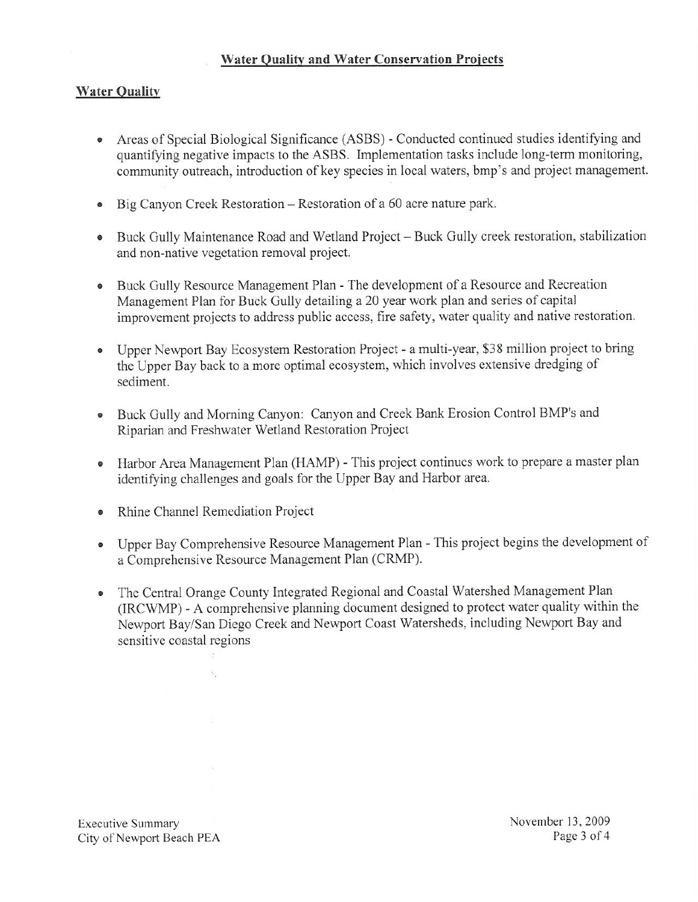## Water Quality and Water Conservation Projects

### Water Quality

- Areas of Special Biological Significance (ASBS) - Conducted continued studies identifying and quantifying negative impacts to the ASBS. Implementation tasks include long-term monitoring, community outreach, introduction of key species in local waters, bmp's and project management.
- Big Canyon Creek Restoration – Restoration of a 60 acre nature park.
- Buck Gully Maintenance Road and Wetland Project – Buck Gully creek restoration, stabilization and non-native vegetation removal project.
- Buck Gully Resource Management Plan - The development of a Resource and Recreation Management Plan for Buck Gully detailing a 20 year work plan and series of capital improvement projects to address public access, fire safety, water quality and native restoration.
- Upper Newport Bay Ecosystem Restoration Project - a multi-year, $38 million project to bring the Upper Bay back to a more optimal ecosystem, which involves extensive dredging of sediment.
- Buck Gully and Morning Canyon: Canyon and Creek Bank Erosion Control BMP's and Riparian and Freshwater Wetland Restoration Project
- Harbor Area Management Plan (HAMP) - This project continues work to prepare a master plan identifying challenges and goals for the Upper Bay and Harbor area.
- Rhine Channel Remediation Project
- Upper Bay Comprehensive Resource Management Plan - This project begins the development of a Comprehensive Resource Management Plan (CRMP).
- The Central Orange County Integrated Regional and Coastal Watershed Management Plan (IRCWMP) - A comprehensive planning document designed to protect water quality within the Newport Bay/San Diego Creek and Newport Coast Watersheds, including Newport Bay and sensitive coastal regions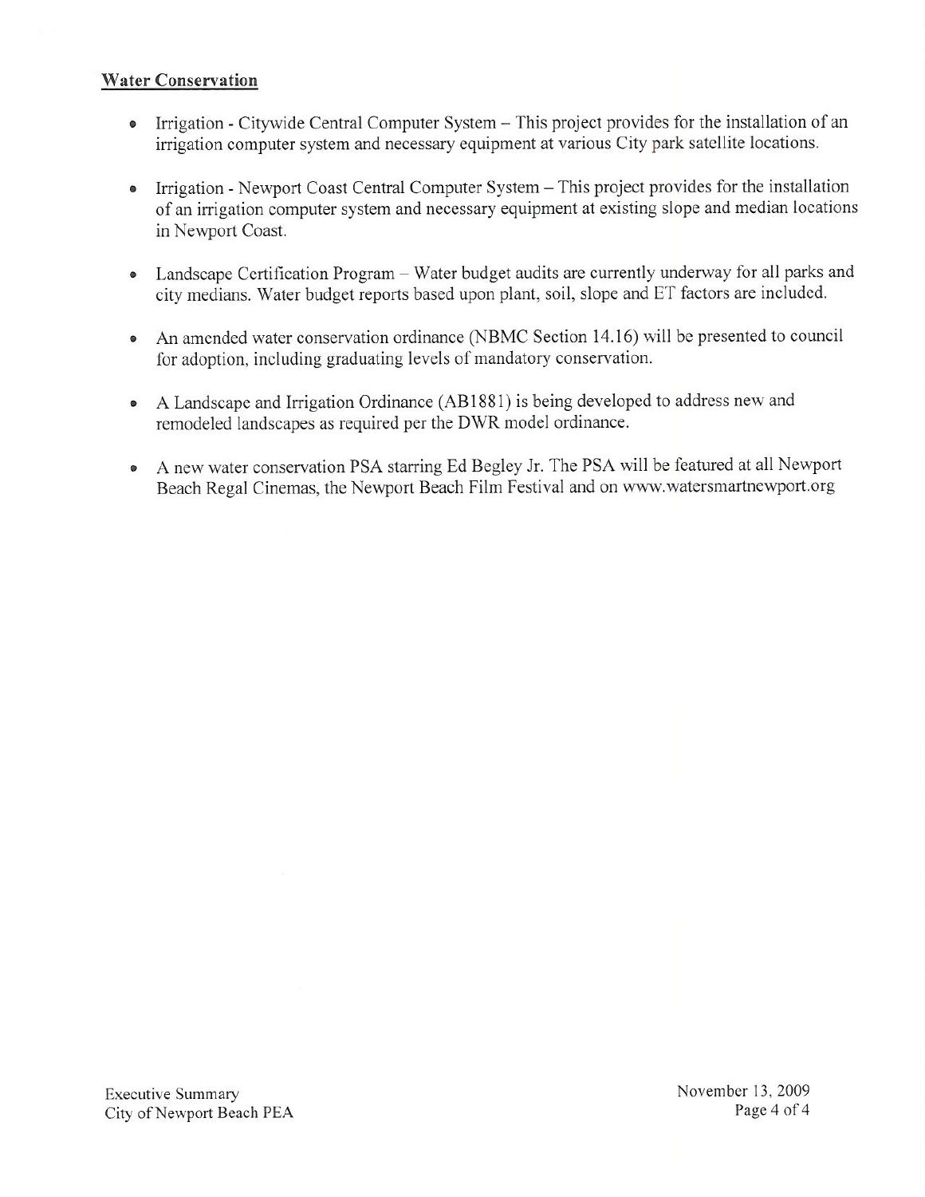## Water Conservation

- Irrigation - Citywide Central Computer System – This project provides for the installation of an irrigation computer system and necessary equipment at various City park satellite locations.
- Irrigation - Newport Coast Central Computer System – This project provides for the installation of an irrigation computer system and necessary equipment at existing slope and median locations in Newport Coast.
- Landscape Certification Program – Water budget audits are currently underway for all parks and city medians. Water budget reports based upon plant, soil, slope and ET factors are included.
- An amended water conservation ordinance (NBMC Section 14.16) will be presented to council for adoption, including graduating levels of mandatory conservation.
- A Landscape and Irrigation Ordinance (AB1881) is being developed to address new and remodeled landscapes as required per the DWR model ordinance.
- A new water conservation PSA starring Ed Begley Jr. The PSA will be featured at all Newport Beach Regal Cinemas, the Newport Beach Film Festival and on www.watersmartnewport.org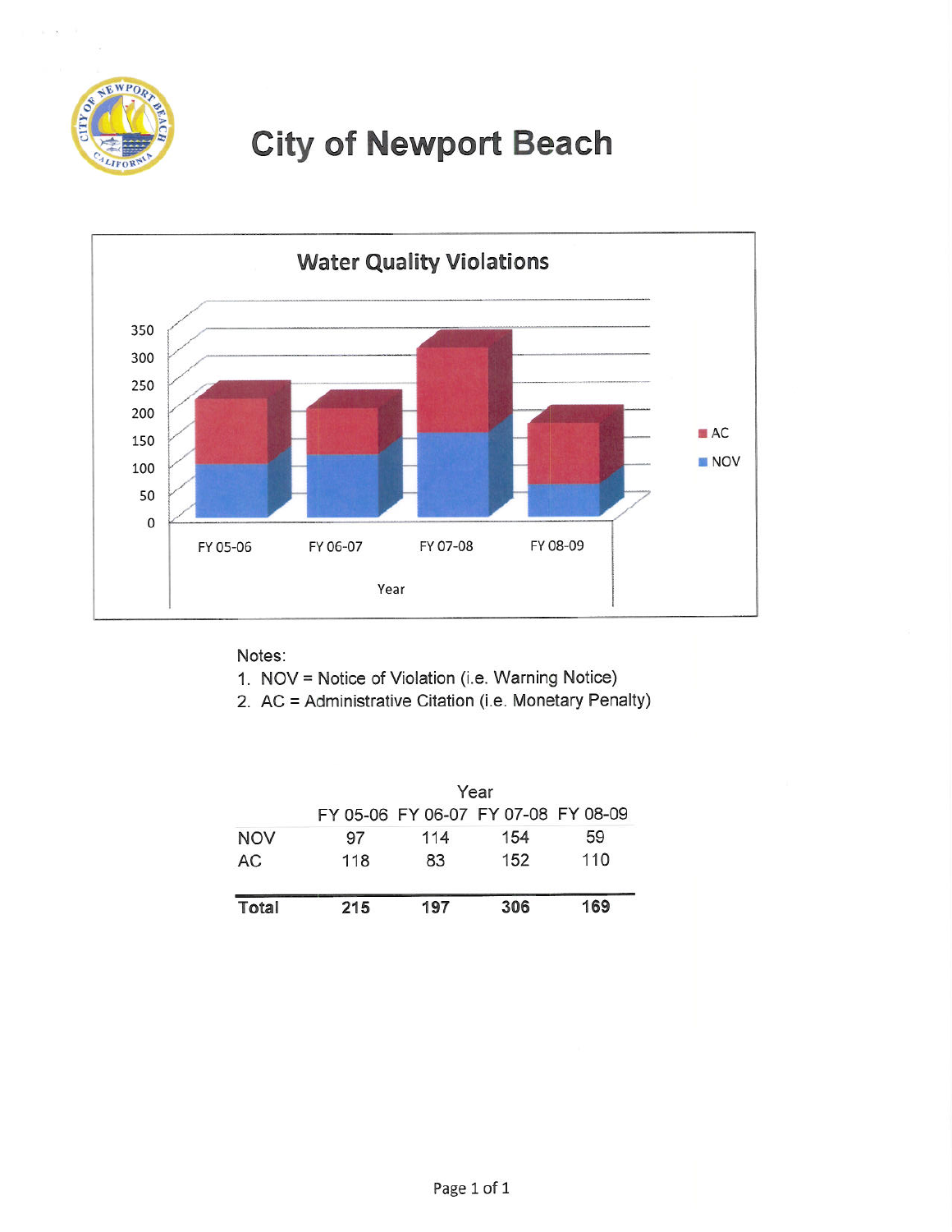# City of Newport Beach

## Water Quality Violations

Notes:

1. NOV = Notice of Violation (i.e. Warning Notice)
2. AC = Administrative Citation (i.e. Monetary Penalty)

| | Year | | | |
|---|---|---|---|---|
| | FY 05-06 | FY 06-07 | FY 07-08 | FY 08-09 |
| NOV | 97 | 114 | 154 | 59 |
| AC | 118 | 83 | 152 | 110 |
| **Total** | **215** | **197** | **306** | **169** |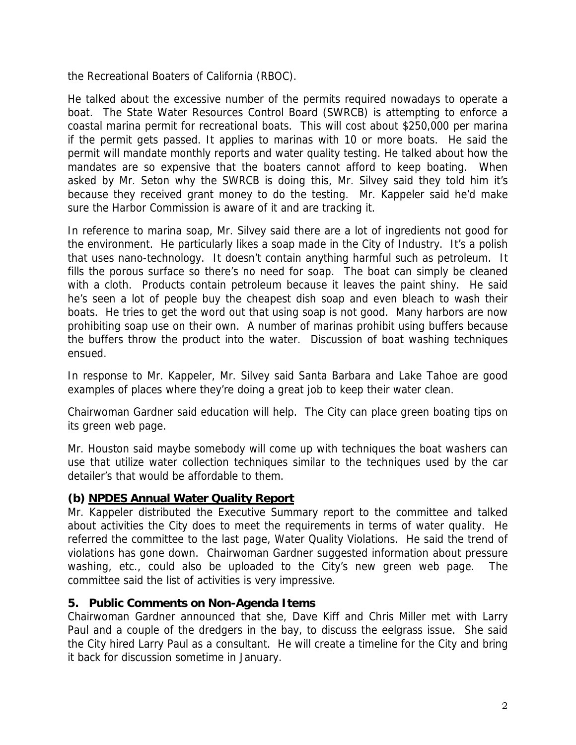the Recreational Boaters of California (RBOC).

He talked about the excessive number of the permits required nowadays to operate a boat. The State Water Resources Control Board (SWRCB) is attempting to enforce a coastal marina permit for recreational boats. This will cost about $250,000 per marina if the permit gets passed. It applies to marinas with 10 or more boats. He said the permit will mandate monthly reports and water quality testing. He talked about how the mandates are so expensive that the boaters cannot afford to keep boating. When asked by Mr. Seton why the SWRCB is doing this, Mr. Silvey said they told him it's because they received grant money to do the testing. Mr. Kappeler said he'd make sure the Harbor Commission is aware of it and are tracking it.

In reference to marina soap, Mr. Silvey said there are a lot of ingredients not good for the environment. He particularly likes a soap made in the City of Industry. It's a polish that uses nano-technology. It doesn't contain anything harmful such as petroleum. It fills the porous surface so there's no need for soap. The boat can simply be cleaned with a cloth. Products contain petroleum because it leaves the paint shiny. He said he's seen a lot of people buy the cheapest dish soap and even bleach to wash their boats. He tries to get the word out that using soap is not good. Many harbors are now prohibiting soap use on their own. A number of marinas prohibit using buffers because the buffers throw the product into the water. Discussion of boat washing techniques ensued.

In response to Mr. Kappeler, Mr. Silvey said Santa Barbara and Lake Tahoe are good examples of places where they're doing a great job to keep their water clean.

Chairwoman Gardner said education will help. The City can place green boating tips on its green web page.

Mr. Houston said maybe somebody will come up with techniques the boat washers can use that utilize water collection techniques similar to the techniques used by the car detailer's that would be affordable to them.

**(b) NPDES Annual Water Quality Report**

Mr. Kappeler distributed the Executive Summary report to the committee and talked about activities the City does to meet the requirements in terms of water quality. He referred the committee to the last page, Water Quality Violations. He said the trend of violations has gone down. Chairwoman Gardner suggested information about pressure washing, etc., could also be uploaded to the City's new green web page. The committee said the list of activities is very impressive.

**5. Public Comments on Non-Agenda Items**

Chairwoman Gardner announced that she, Dave Kiff and Chris Miller met with Larry Paul and a couple of the dredgers in the bay, to discuss the eelgrass issue. She said the City hired Larry Paul as a consultant. He will create a timeline for the City and bring it back for discussion sometime in January.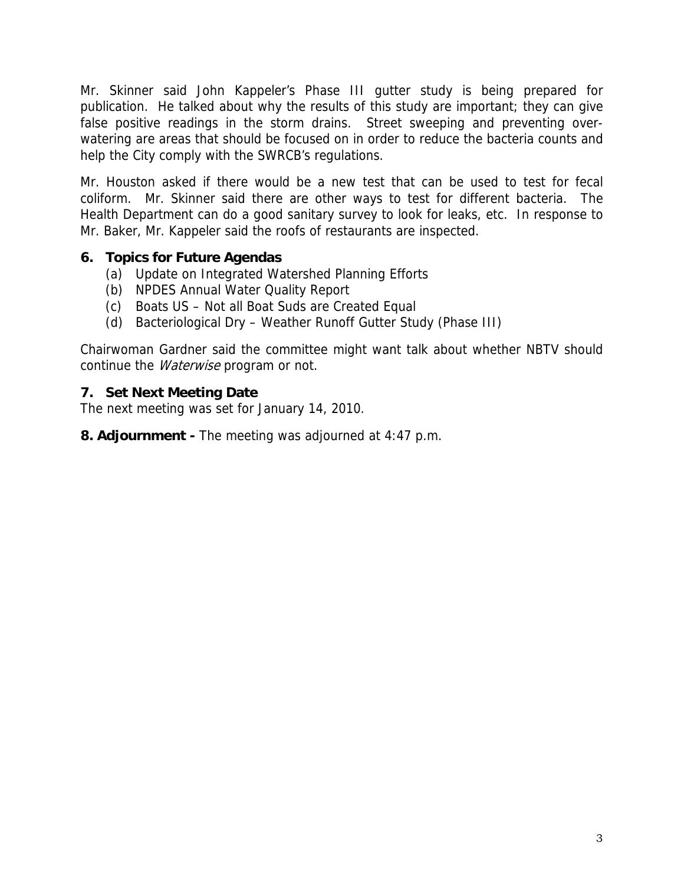Mr. Skinner said John Kappeler's Phase III gutter study is being prepared for publication. He talked about why the results of this study are important; they can give false positive readings in the storm drains. Street sweeping and preventing over-watering are areas that should be focused on in order to reduce the bacteria counts and help the City comply with the SWRCB's regulations.

Mr. Houston asked if there would be a new test that can be used to test for fecal coliform. Mr. Skinner said there are other ways to test for different bacteria. The Health Department can do a good sanitary survey to look for leaks, etc. In response to Mr. Baker, Mr. Kappeler said the roofs of restaurants are inspected.

**6. Topics for Future Agendas**

(a) Update on Integrated Watershed Planning Efforts
(b) NPDES Annual Water Quality Report
(c) Boats US – Not all Boat Suds are Created Equal
(d) Bacteriological Dry – Weather Runoff Gutter Study (Phase III)

Chairwoman Gardner said the committee might want talk about whether NBTV should continue the *Waterwise* program or not.

**7. Set Next Meeting Date**

The next meeting was set for January 14, 2010.

**8. Adjournment -** The meeting was adjourned at 4:47 p.m.